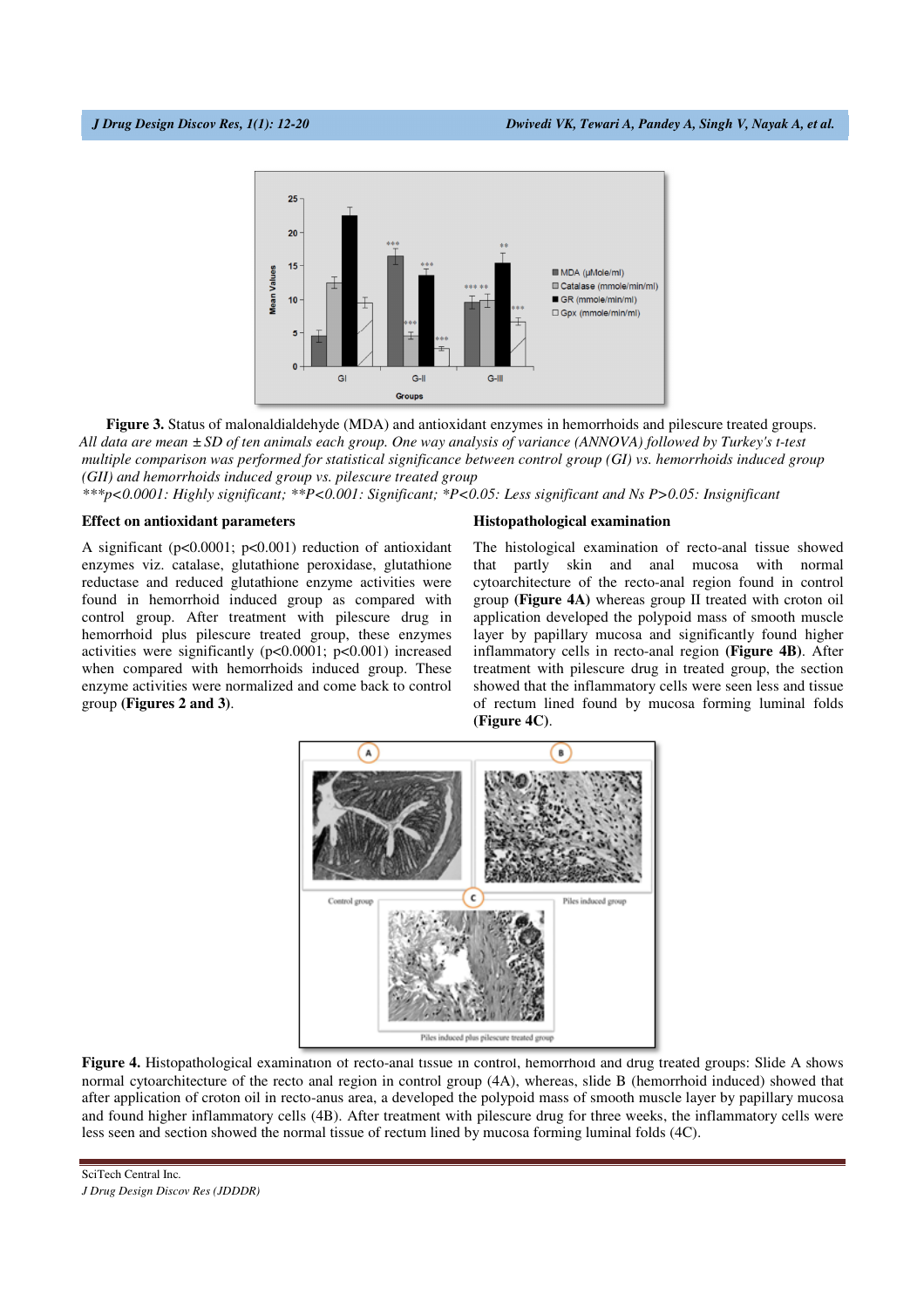**Figure 3.** Status of malonaldialdehyde (MDA) and antioxidant enzymes in hemorrhoids and pilescure treated groups. *All data are mean ± SD of ten animals each group. One way analysis of variance (ANNOVA) followed by Turkey's t-test multiple comparison was performed for statistical significance between control group (GI) vs. hemorrhoids induced group (GII) and hemorrhoids induced group vs. pilescure treated group*

*\*\*\*p<0.0001: Highly significant; \*\*P<0.001: Significant; \*P<0.05: Less significant and Ns P>0.05: Insignificant*

### Effect on antioxidant parameters

A significant (p<0.0001; p<0.001) reduction of antioxidant enzymes viz. catalase, glutathione peroxidase, glutathione reductase and reduced glutathione enzyme activities were found in hemorrhoid induced group as compared with control group. After treatment with pilescure drug in hemorrhoid plus pilescure treated group, these enzymes activities were significantly (p<0.0001; p<0.001) increased when compared with hemorrhoids induced group. These enzyme activities were normalized and come back to control group (**Figures 2 and 3**).

### Histopathological examination

The histological examination of recto-anal tissue showed that partly skin and anal mucosa with normal cytoarchitecture of the recto-anal region found in control group (**Figure 4A**) whereas group II treated with croton oil application developed the polypoid mass of smooth muscle layer by papillary mucosa and significantly found higher inflammatory cells in recto-anal region (**Figure 4B**). After treatment with pilescure drug in treated group, the section showed that the inflammatory cells were seen less and tissue of rectum lined found by mucosa forming luminal folds (**Figure 4C**).

**Figure 4.** Histopathological examination of recto-anal tissue in control, hemorrhoid and drug treated groups: Slide A shows normal cytoarchitecture of the recto anal region in control group (4A), whereas, slide B (hemorrhoid induced) showed that after application of croton oil in recto-anus area, a developed the polypoid mass of smooth muscle layer by papillary mucosa and found higher inflammatory cells (4B). After treatment with pilescure drug for three weeks, the inflammatory cells were less seen and section showed the normal tissue of rectum lined by mucosa forming luminal folds (4C).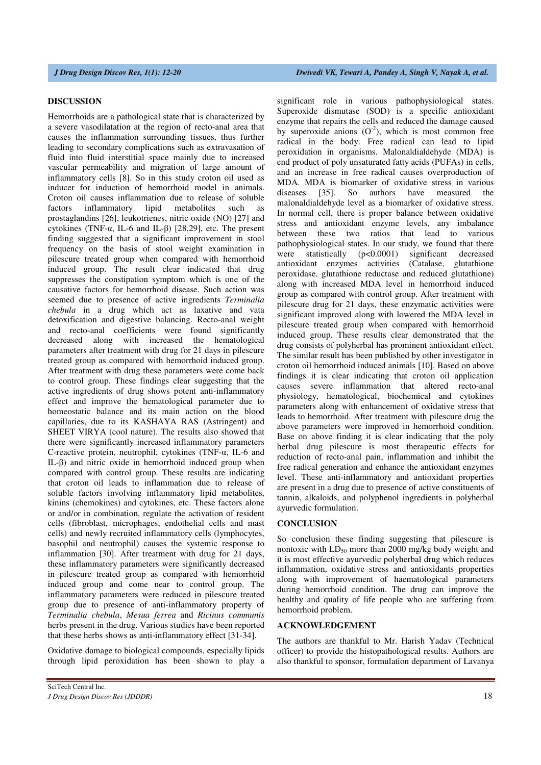## DISCUSSION

Hemorrhoids are a pathological state that is characterized by a severe vasodilatation at the region of recto-anal area that causes the inflammation surrounding tissues, thus further leading to secondary complications such as extravasation of fluid into fluid interstitial space mainly due to increased vascular permeability and migration of large amount of inflammatory cells [8]. So in this study croton oil used as inducer for induction of hemorrhoid model in animals. Croton oil causes inflammation due to release of soluble factors inflammatory lipid metabolites such as prostaglandins [26], leukotrienes, nitric oxide (NO) [27] and cytokines (TNF-α, IL-6 and IL-β) [28,29], etc. The present finding suggested that a significant improvement in stool frequency on the basis of stool weight examination in pilescure treated group when compared with hemorrhoid induced group. The result clear indicated that drug suppresses the constipation symptom which is one of the causative factors for hemorrhoid disease. Such action was seemed due to presence of active ingredients *Terminalia chebula* in a drug which act as laxative and vata detoxification and digestive balancing. Recto-anal weight and recto-anal coefficients were found significantly decreased along with increased the hematological parameters after treatment with drug for 21 days in pilescure treated group as compared with hemorrhoid induced group. After treatment with drug these parameters were come back to control group. These findings clear suggesting that the active ingredients of drug shows potent anti-inflammatory effect and improve the hematological parameter due to homeostatic balance and its main action on the blood capillaries, due to its KASHAYA RAS (Astringent) and SHEET VIRYA (cool nature). The results also showed that there were significantly increased inflammatory parameters C-reactive protein, neutrophil, cytokines (TNF-α, IL-6 and IL-β) and nitric oxide in hemorrhoid induced group when compared with control group. These results are indicating that croton oil leads to inflammation due to release of soluble factors involving inflammatory lipid metabolites, kinins (chemokines) and cytokines, etc. These factors alone or and/or in combination, regulate the activation of resident cells (fibroblast, microphages, endothelial cells and mast cells) and newly recruited inflammatory cells (lymphocytes, basophil and neutrophil) causes the systemic response to inflammation [30]. After treatment with drug for 21 days, these inflammatory parameters were significantly decreased in pilescure treated group as compared with hemorrhoid induced group and come near to control group. The inflammatory parameters were reduced in pilescure treated group due to presence of anti-inflammatory property of *Terminalia chebula*, *Mesua ferrea* and *Ricinus communis* herbs present in the drug. Various studies have been reported that these herbs shows as anti-inflammatory effect [31-34].

Oxidative damage to biological compounds, especially lipids through lipid peroxidation has been shown to play a significant role in various pathophysiological states. Superoxide dismutase (SOD) is a specific antioxidant enzyme that repairs the cells and reduced the damage caused by superoxide anions ($O^{-2}$), which is most common free radical in the body. Free radical can lead to lipid peroxidation in organisms. Malonaldialdehyde (MDA) is end product of poly unsaturated fatty acids (PUFAs) in cells, and an increase in free radical causes overproduction of MDA. MDA is biomarker of oxidative stress in various diseases [35]. So authors have measured the malonaldialdehyde level as a biomarker of oxidative stress. In normal cell, there is proper balance between oxidative stress and antioxidant enzyme levels, any imbalance between these two ratios that lead to various pathophysiological states. In our study, we found that there were statistically ($p<0.0001$) significant decreased antioxidant enzymes activities (Catalase, glutathione peroxidase, glutathione reductase and reduced glutathione) along with increased MDA level in hemorrhoid induced group as compared with control group. After treatment with pilescure drug for 21 days, these enzymatic activities were significant improved along with lowered the MDA level in pilescure treated group when compared with hemorrhoid induced group. These results clear demonstrated that the drug consists of polyherbal has prominent antioxidant effect. The similar result has been published by other investigator in croton oil hemorrhoid induced animals [10]. Based on above findings it is clear indicating that croton oil application causes severe inflammation that altered recto-anal physiology, hematological, biochemical and cytokines parameters along with enhancement of oxidative stress that leads to hemorrhoid. After treatment with pilescure drug the above parameters were improved in hemorrhoid condition. Base on above finding it is clear indicating that the poly herbal drug pilescure is most therapeutic effects for reduction of recto-anal pain, inflammation and inhibit the free radical generation and enhance the antioxidant enzymes level. These anti-inflammatory and antioxidant properties are present in a drug due to presence of active constituents of tannin, alkaloids, and polyphenol ingredients in polyherbal ayurvedic formulation.

## CONCLUSION

So conclusion these finding suggesting that pilescure is nontoxic with $LD_{50}$ more than 2000 mg/kg body weight and it is most effective ayurvedic polyherbal drug which reduces inflammation, oxidative stress and antioxidants properties along with improvement of haematological parameters during hemorrhoid condition. The drug can improve the healthy and quality of life people who are suffering from hemorrhoid problem.

## ACKNOWLEDGEMENT

The authors are thankful to Mr. Harish Yadav (Technical officer) to provide the histopathological results. Authors are also thankful to sponsor, formulation department of Lavanya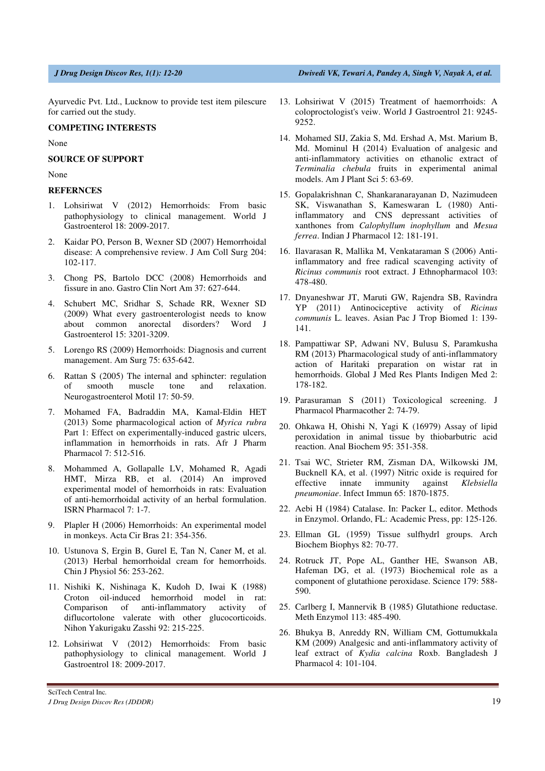Ayurvedic Pvt. Ltd., Lucknow to provide test item pilescure for carried out the study.

## COMPETING INTERESTS

None

## SOURCE OF SUPPORT

None

## REFERNCES

1. Lohsiriwat V (2012) Hemorrhoids: From basic pathophysiology to clinical management. World J Gastroenterol 18: 2009-2017.

2. Kaidar PO, Person B, Wexner SD (2007) Hemorrhoidal disease: A comprehensive review. J Am Coll Surg 204: 102-117.

3. Chong PS, Bartolo DCC (2008) Hemorrhoids and fissure in ano. Gastro Clin Nort Am 37: 627-644.

4. Schubert MC, Sridhar S, Schade RR, Wexner SD (2009) What every gastroenterologist needs to know about common anorectal disorders? Word J Gastroenterol 15: 3201-3209.

5. Lorengo RS (2009) Hemorrhoids: Diagnosis and current management. Am Surg 75: 635-642.

6. Rattan S (2005) The internal and sphincter: regulation of smooth muscle tone and relaxation. Neurogastroenterol Motil 17: 50-59.

7. Mohamed FA, Badraddin MA, Kamal-Eldin HET (2013) Some pharmacological action of *Myrica rubra* Part 1: Effect on experimentally-induced gastric ulcers, inflammation in hemorrhoids in rats. Afr J Pharm Pharmacol 7: 512-516.

8. Mohammed A, Gollapalle LV, Mohamed R, Agadi HMT, Mirza RB, et al. (2014) An improved experimental model of hemorrhoids in rats: Evaluation of anti-hemorrhoidal activity of an herbal formulation. ISRN Pharmacol 7: 1-7.

9. Plapler H (2006) Hemorrhoids: An experimental model in monkeys. Acta Cir Bras 21: 354-356.

10. Ustunova S, Ergin B, Gurel E, Tan N, Caner M, et al. (2013) Herbal hemorrhoidal cream for hemorrhoids. Chin J Physiol 56: 253-262.

11. Nishiki K, Nishinaga K, Kudoh D, Iwai K (1988) Croton oil-induced hemorrhoid model in rat: Comparison of anti-inflammatory activity of diflucortolone valerate with other glucocorticoids. Nihon Yakurigaku Zasshi 92: 215-225.

12. Lohsiriwat V (2012) Hemorrhoids: From basic pathophysiology to clinical management. World J Gastroentrol 18: 2009-2017.

13. Lohsiriwat V (2015) Treatment of haemorrhoids: A coloproctologist's veiw. World J Gastroentrol 21: 9245-9252.

14. Mohamed SIJ, Zakia S, Md. Ershad A, Mst. Marium B, Md. Mominul H (2014) Evaluation of analgesic and anti-inflammatory activities on ethanolic extract of *Terminalia chebula* fruits in experimental animal models. Am J Plant Sci 5: 63-69.

15. Gopalakrishnan C, Shankaranarayanan D, Nazimudeen SK, Viswanathan S, Kameswaran L (1980) Anti-inflammatory and CNS depressant activities of xanthones from *Calophyllum inophyllum* and *Mesua ferrea*. Indian J Pharmacol 12: 181-191.

16. Ilavarasan R, Mallika M, Venkataraman S (2006) Anti-inflammatory and free radical scavenging activity of *Ricinus communis* root extract. J Ethnopharmacol 103: 478-480.

17. Dnyaneshwar JT, Maruti GW, Rajendra SB, Ravindra YP (2011) Antinociceptive activity of *Ricinus communis* L. leaves. Asian Pac J Trop Biomed 1: 139-141.

18. Pampattiwar SP, Adwani NV, Bulusu S, Paramkusha RM (2013) Pharmacological study of anti-inflammatory action of Haritaki preparation on wistar rat in hemorrhoids. Global J Med Res Plants Indigen Med 2: 178-182.

19. Parasuraman S (2011) Toxicological screening. J Pharmacol Pharmacother 2: 74-79.

20. Ohkawa H, Ohishi N, Yagi K (16979) Assay of lipid peroxidation in animal tissue by thiobarbutric acid reaction. Anal Biochem 95: 351-358.

21. Tsai WC, Strieter RM, Zisman DA, Wilkowski JM, Bucknell KA, et al. (1997) Nitric oxide is required for effective innate immunity against *Klebsiella pneumoniae*. Infect Immun 65: 1870-1875.

22. Aebi H (1984) Catalase. In: Packer L, editor. Methods in Enzymol. Orlando, FL: Academic Press, pp: 125-126.

23. Ellman GL (1959) Tissue sulfhydrl groups. Arch Biochem Biophys 82: 70-77.

24. Rotruck JT, Pope AL, Ganther HE, Swanson AB, Hafeman DG, et al. (1973) Biochemical role as a component of glutathione peroxidase. Science 179: 588-590.

25. Carlberg I, Mannervik B (1985) Glutathione reductase. Meth Enzymol 113: 485-490.

26. Bhukya B, Anreddy RN, William CM, Gottumukkala KM (2009) Analgesic and anti-inflammatory activity of leaf extract of *Kydia calcina* Roxb. Bangladesh J Pharmacol 4: 101-104.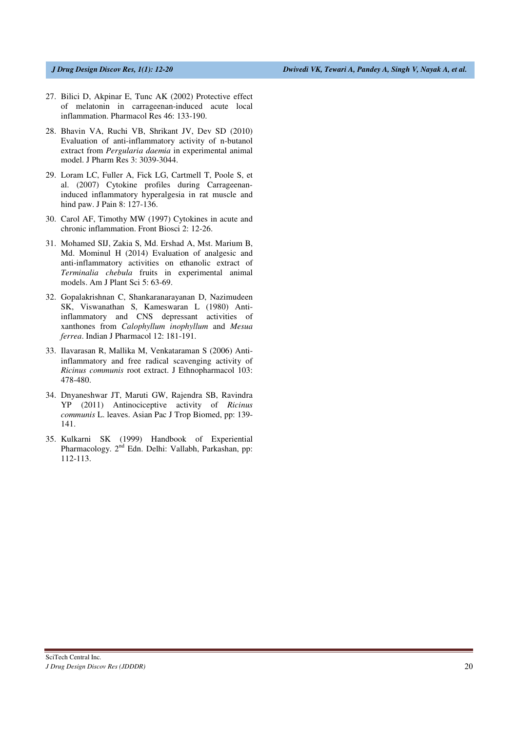27. Bilici D, Akpinar E, Tunc AK (2002) Protective effect of melatonin in carrageenan-induced acute local inflammation. Pharmacol Res 46: 133-190.

28. Bhavin VA, Ruchi VB, Shrikant JV, Dev SD (2010) Evaluation of anti-inflammatory activity of n-butanol extract from *Pergularia daemia* in experimental animal model. J Pharm Res 3: 3039-3044.

29. Loram LC, Fuller A, Fick LG, Cartmell T, Poole S, et al. (2007) Cytokine profiles during Carrageenan-induced inflammatory hyperalgesia in rat muscle and hind paw. J Pain 8: 127-136.

30. Carol AF, Timothy MW (1997) Cytokines in acute and chronic inflammation. Front Biosci 2: 12-26.

31. Mohamed SIJ, Zakia S, Md. Ershad A, Mst. Marium B, Md. Mominul H (2014) Evaluation of analgesic and anti-inflammatory activities on ethanolic extract of *Terminalia chebula* fruits in experimental animal models. Am J Plant Sci 5: 63-69.

32. Gopalakrishnan C, Shankaranarayanan D, Nazimudeen SK, Viswanathan S, Kameswaran L (1980) Anti-inflammatory and CNS depressant activities of xanthones from *Calophyllum inophyllum* and *Mesua ferrea*. Indian J Pharmacol 12: 181-191.

33. Ilavarasan R, Mallika M, Venkataraman S (2006) Anti-inflammatory and free radical scavenging activity of *Ricinus communis* root extract. J Ethnopharmacol 103: 478-480.

34. Dnyaneshwar JT, Maruti GW, Rajendra SB, Ravindra YP (2011) Antinociceptive activity of *Ricinus communis* L. leaves. Asian Pac J Trop Biomed, pp: 139-141.

35. Kulkarni SK (1999) Handbook of Experiential Pharmacology. 2nd Edn. Delhi: Vallabh, Parkashan, pp: 112-113.